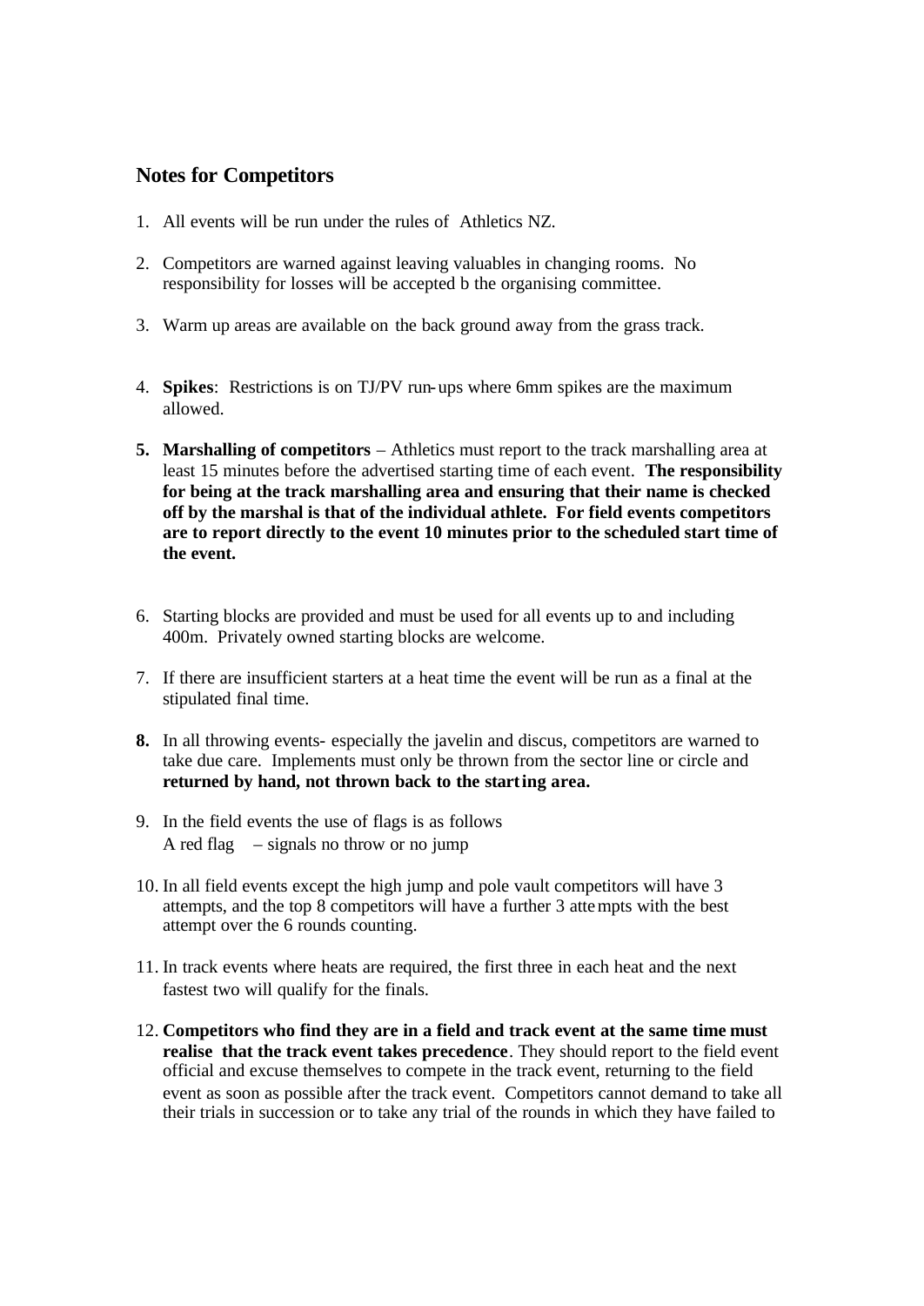## Notes for Competitors

1. All events will be run under the rules of Athletics NZ.

2. Competitors are warned against leaving valuables in changing rooms. No responsibility for losses will be accepted b the organising committee.

3. Warm up areas are available on the back ground away from the grass track.

4. **Spikes**: Restrictions is on TJ/PV run-ups where 6mm spikes are the maximum allowed.

5. **Marshalling of competitors** – Athletics must report to the track marshalling area at least 15 minutes before the advertised starting time of each event. **The responsibility for being at the track marshalling area and ensuring that their name is checked off by the marshal is that of the individual athlete. For field events competitors are to report directly to the event 10 minutes prior to the scheduled start time of the event.**

6. Starting blocks are provided and must be used for all events up to and including 400m. Privately owned starting blocks are welcome.

7. If there are insufficient starters at a heat time the event will be run as a final at the stipulated final time.

8. In all throwing events- especially the javelin and discus, competitors are warned to take due care. Implements must only be thrown from the sector line or circle and **returned by hand, not thrown back to the starting area.**

9. In the field events the use of flags is as follows
   A red flag – signals no throw or no jump

10. In all field events except the high jump and pole vault competitors will have 3 attempts, and the top 8 competitors will have a further 3 attempts with the best attempt over the 6 rounds counting.

11. In track events where heats are required, the first three in each heat and the next fastest two will qualify for the finals.

12. **Competitors who find they are in a field and track event at the same time must realise that the track event takes precedence**. They should report to the field event official and excuse themselves to compete in the track event, returning to the field event as soon as possible after the track event. Competitors cannot demand to take all their trials in succession or to take any trial of the rounds in which they have failed to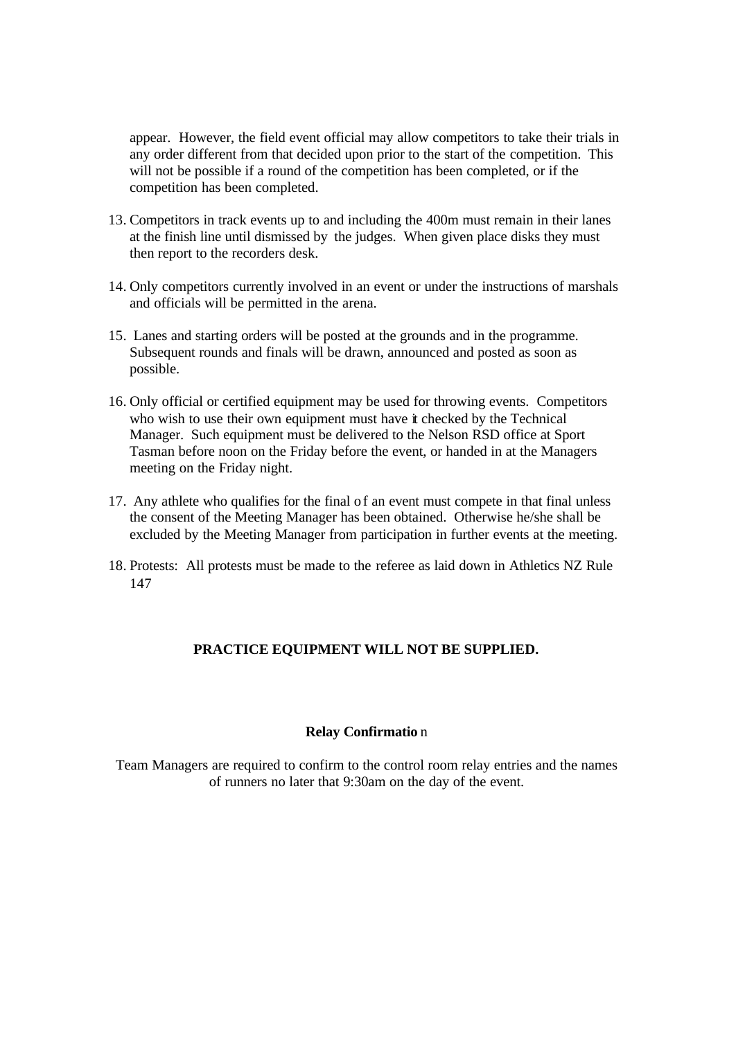appear. However, the field event official may allow competitors to take their trials in any order different from that decided upon prior to the start of the competition. This will not be possible if a round of the competition has been completed, or if the competition has been completed.

13. Competitors in track events up to and including the 400m must remain in their lanes at the finish line until dismissed by the judges. When given place disks they must then report to the recorders desk.

14. Only competitors currently involved in an event or under the instructions of marshals and officials will be permitted in the arena.

15. Lanes and starting orders will be posted at the grounds and in the programme. Subsequent rounds and finals will be drawn, announced and posted as soon as possible.

16. Only official or certified equipment may be used for throwing events. Competitors who wish to use their own equipment must have it checked by the Technical Manager. Such equipment must be delivered to the Nelson RSD office at Sport Tasman before noon on the Friday before the event, or handed in at the Managers meeting on the Friday night.

17. Any athlete who qualifies for the final of an event must compete in that final unless the consent of the Meeting Manager has been obtained. Otherwise he/she shall be excluded by the Meeting Manager from participation in further events at the meeting.

18. Protests: All protests must be made to the referee as laid down in Athletics NZ Rule 147

**PRACTICE EQUIPMENT WILL NOT BE SUPPLIED.**

**Relay Confirmation**

Team Managers are required to confirm to the control room relay entries and the names of runners no later that 9:30am on the day of the event.